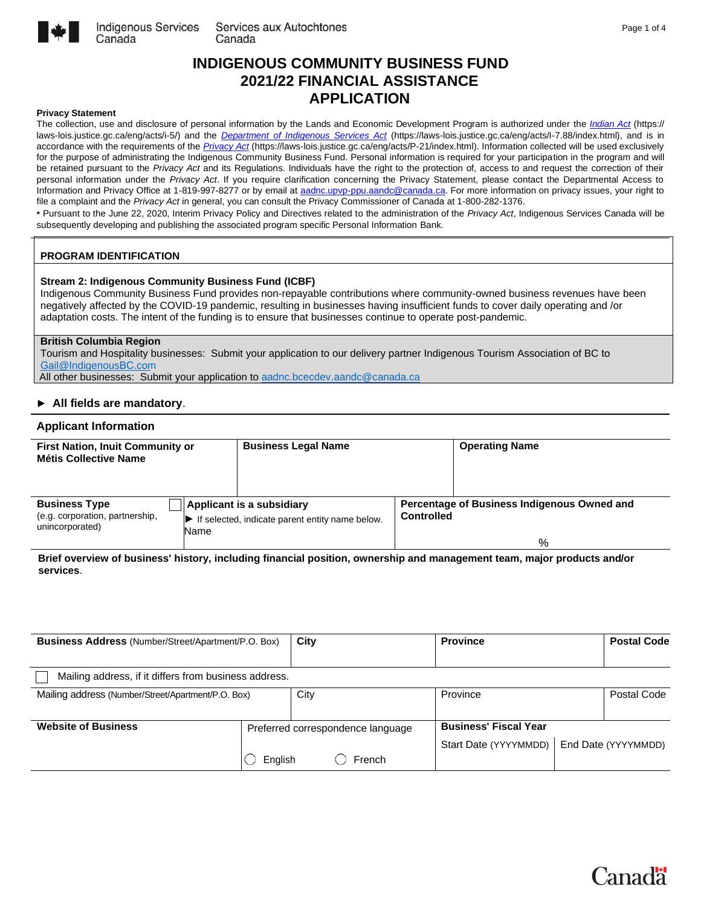Indigenous Services Canada | Services aux Autochtones Canada

# INDIGENOUS COMMUNITY BUSINESS FUND 2021/22 FINANCIAL ASSISTANCE APPLICATION

**Privacy Statement**

The collection, use and disclosure of personal information by the Lands and Economic Development Program is authorized under the *Indian Act* (https://laws-lois.justice.gc.ca/eng/acts/i-5/) and the *Department of Indigenous Services Act* (https://laws-lois.justice.gc.ca/eng/acts/I-7.88/index.html), and is in accordance with the requirements of the *Privacy Act* (https://laws-lois.justice.gc.ca/eng/acts/P-21/index.html). Information collected will be used exclusively for the purpose of administrating the Indigenous Community Business Fund. Personal information is required for your participation in the program and will be retained pursuant to the *Privacy Act* and its Regulations. Individuals have the right to the protection of, access to and request the correction of their personal information under the *Privacy Act*. If you require clarification concerning the Privacy Statement, please contact the Departmental Access to Information and Privacy Office at 1-819-997-8277 or by email at aadnc.upvp-ppu.aandc@canada.ca. For more information on privacy issues, your right to file a complaint and the *Privacy Act* in general, you can consult the Privacy Commissioner of Canada at 1-800-282-1376.

• Pursuant to the June 22, 2020, Interim Privacy Policy and Directives related to the administration of the *Privacy Act*, Indigenous Services Canada will be subsequently developing and publishing the associated program specific Personal Information Bank.

## PROGRAM IDENTIFICATION

**Stream 2: Indigenous Community Business Fund (ICBF)**

Indigenous Community Business Fund provides non-repayable contributions where community-owned business revenues have been negatively affected by the COVID-19 pandemic, resulting in businesses having insufficient funds to cover daily operating and /or adaptation costs. The intent of the funding is to ensure that businesses continue to operate post-pandemic.

**British Columbia Region**

Tourism and Hospitality businesses: Submit your application to our delivery partner Indigenous Tourism Association of BC to Gail@IndigenousBC.com

All other businesses: Submit your application to aadnc.bcecdev.aandc@canada.ca

► **All fields are mandatory**.

## Applicant Information

| First Nation, Inuit Community or Métis Collective Name | Business Legal Name | Operating Name |
|---|---|---|
| | | |

| Business Type (e.g. corporation, partnership, unincorporated) | ☐ Applicant is a subsidiary ► If selected, indicate parent entity name below. Name | Percentage of Business Indigenous Owned and Controlled |
|---|---|---|
| | | % |

**Brief overview of business' history, including financial position, ownership and management team, major products and/or services**.

| Business Address (Number/Street/Apartment/P.O. Box) | City | Province | Postal Code |
|---|---|---|---|
| | | | |

☐ Mailing address, if it differs from business address.

| Mailing address (Number/Street/Apartment/P.O. Box) | City | Province | Postal Code |
|---|---|---|---|
| | | | |

| Website of Business | Preferred correspondence language | Business' Fiscal Year Start Date (YYYYMMDD) | End Date (YYYYMMDD) |
|---|---|---|---|
| | ◯ English ◯ French | | |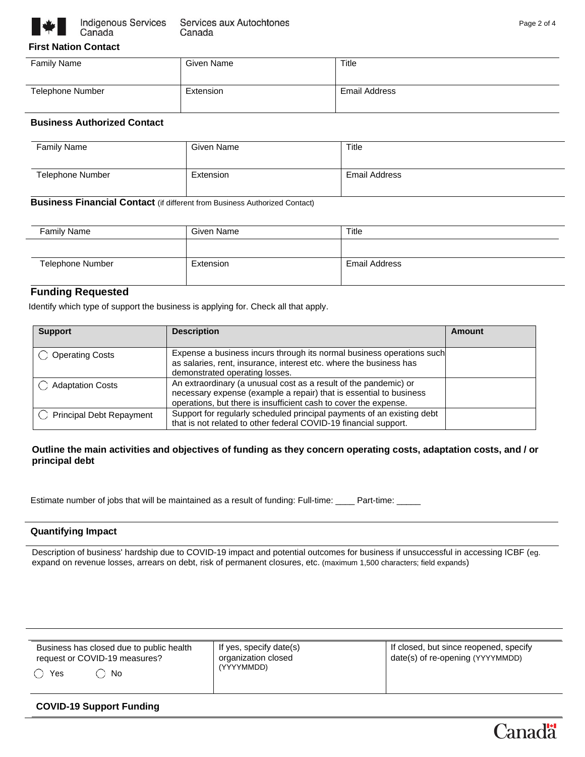### First Nation Contact

| Family Name | Given Name | Title |
|---|---|---|
| Telephone Number | Extension | Email Address |

### Business Authorized Contact

| Family Name | Given Name | Title |
|---|---|---|
| Telephone Number | Extension | Email Address |

### Business Financial Contact (if different from Business Authorized Contact)

| Family Name | Given Name | Title |
|---|---|---|
| | | |
| Telephone Number | Extension | Email Address |

## Funding Requested

Identify which type of support the business is applying for. Check all that apply.

| Support | Description | Amount |
|---|---|---|
| ◯ Operating Costs | Expense a business incurs through its normal business operations such as salaries, rent, insurance, interest etc. where the business has demonstrated operating losses. | |
| ◯ Adaptation Costs | An extraordinary (a unusual cost as a result of the pandemic) or necessary expense (example a repair) that is essential to business operations, but there is insufficient cash to cover the expense. | |
| ◯ Principal Debt Repayment | Support for regularly scheduled principal payments of an existing debt that is not related to other federal COVID-19 financial support. | |

**Outline the main activities and objectives of funding as they concern operating costs, adaptation costs, and / or principal debt**

Estimate number of jobs that will be maintained as a result of funding: Full-time: ____ Part-time: _____

### Quantifying Impact

Description of business' hardship due to COVID-19 impact and potential outcomes for business if unsuccessful in accessing ICBF (eg. expand on revenue losses, arrears on debt, risk of permanent closures, etc. (maximum 1,500 characters; field expands)

| Business has closed due to public health request or COVID-19 measures? ◯ Yes ◯ No | If yes, specify date(s) organization closed (YYYYMMDD) | If closed, but since reopened, specify date(s) of re-opening (YYYYMMDD) |
|---|---|---|

### COVID-19 Support Funding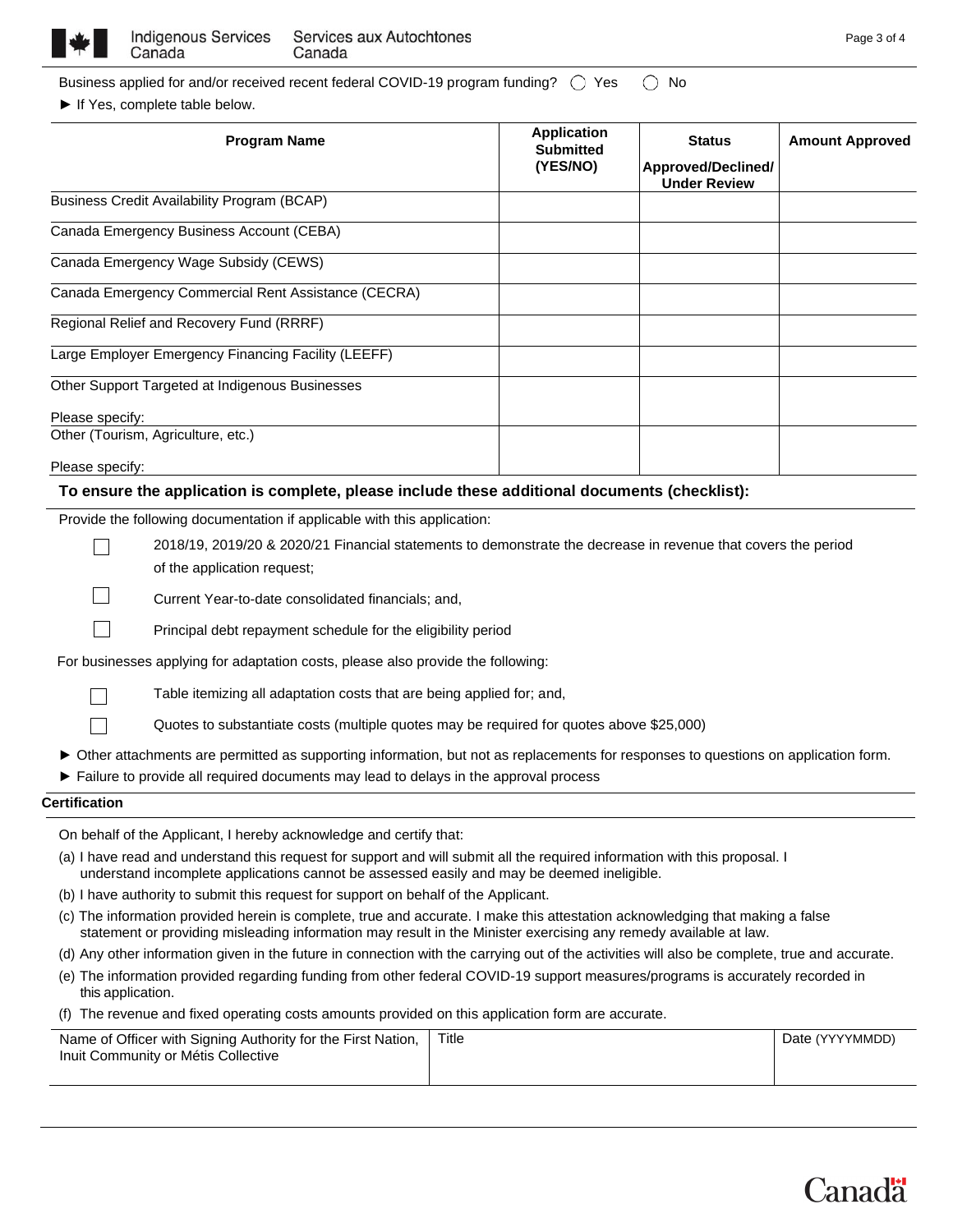Business applied for and/or received recent federal COVID-19 program funding? ◯ Yes ◯ No

► If Yes, complete table below.

| Program Name | Application Submitted (YES/NO) | Status Approved/Declined/ Under Review | Amount Approved |
|---|---|---|---|
| Business Credit Availability Program (BCAP) | | | |
| Canada Emergency Business Account (CEBA) | | | |
| Canada Emergency Wage Subsidy (CEWS) | | | |
| Canada Emergency Commercial Rent Assistance (CECRA) | | | |
| Regional Relief and Recovery Fund (RRRF) | | | |
| Large Employer Emergency Financing Facility (LEEFF) | | | |
| Other Support Targeted at Indigenous Businesses<br>Please specify: | | | |
| Other (Tourism, Agriculture, etc.)<br>Please specify: | | | |

**To ensure the application is complete, please include these additional documents (checklist):**

Provide the following documentation if applicable with this application:

- ☐ 2018/19, 2019/20 & 2020/21 Financial statements to demonstrate the decrease in revenue that covers the period of the application request;
- ☐ Current Year-to-date consolidated financials; and,
- ☐ Principal debt repayment schedule for the eligibility period

For businesses applying for adaptation costs, please also provide the following:

- ☐ Table itemizing all adaptation costs that are being applied for; and,
- ☐ Quotes to substantiate costs (multiple quotes may be required for quotes above $25,000)

► Other attachments are permitted as supporting information, but not as replacements for responses to questions on application form.

► Failure to provide all required documents may lead to delays in the approval process

**Certification**

On behalf of the Applicant, I hereby acknowledge and certify that:

(a) I have read and understand this request for support and will submit all the required information with this proposal. I understand incomplete applications cannot be assessed easily and may be deemed ineligible.

(b) I have authority to submit this request for support on behalf of the Applicant.

(c) The information provided herein is complete, true and accurate. I make this attestation acknowledging that making a false statement or providing misleading information may result in the Minister exercising any remedy available at law.

(d) Any other information given in the future in connection with the carrying out of the activities will also be complete, true and accurate.

(e) The information provided regarding funding from other federal COVID-19 support measures/programs is accurately recorded in this application.

(f) The revenue and fixed operating costs amounts provided on this application form are accurate.

| Name of Officer with Signing Authority for the First Nation, Inuit Community or Métis Collective | Title | Date (YYYYMMDD) |
|---|---|---|
| | | |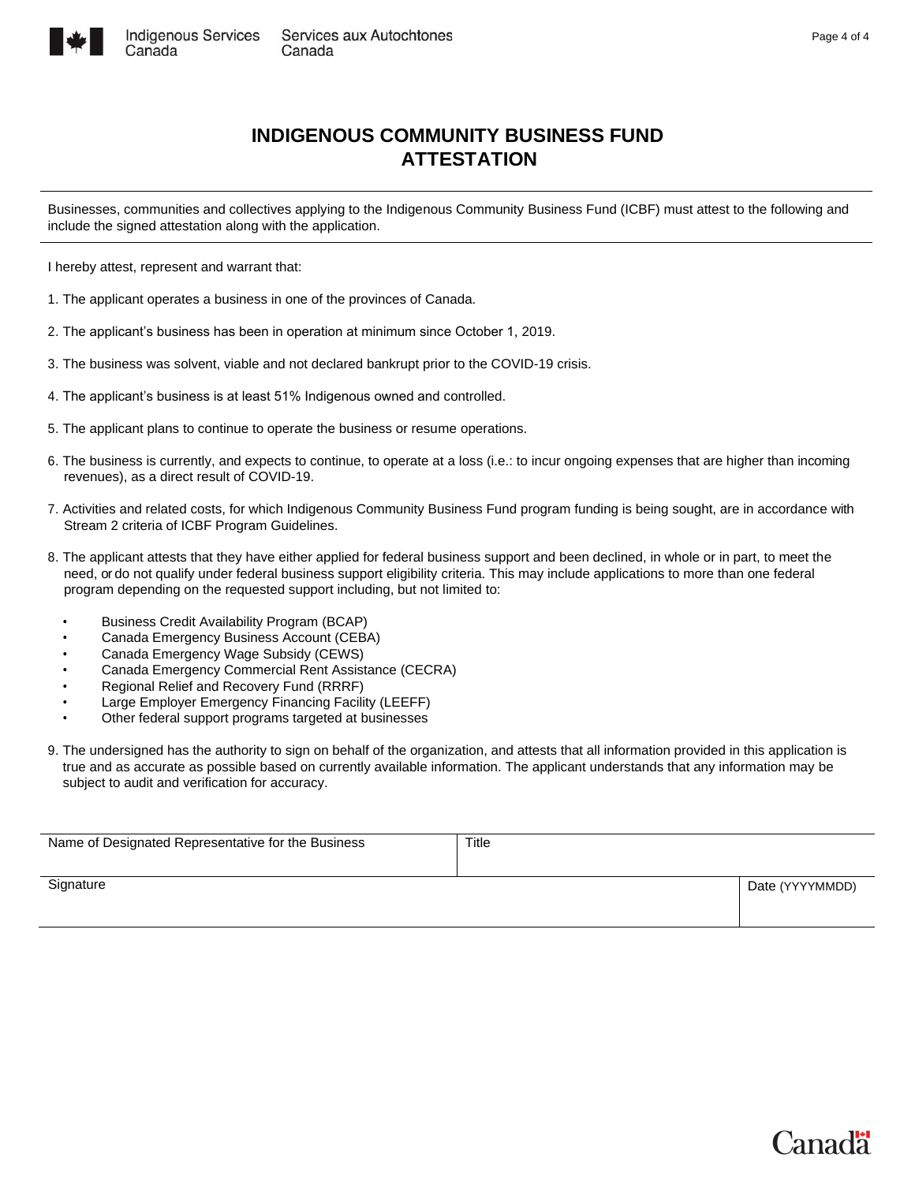# INDIGENOUS COMMUNITY BUSINESS FUND ATTESTATION

Businesses, communities and collectives applying to the Indigenous Community Business Fund (ICBF) must attest to the following and include the signed attestation along with the application.

I hereby attest, represent and warrant that:

1. The applicant operates a business in one of the provinces of Canada.
2. The applicant's business has been in operation at minimum since October 1, 2019.
3. The business was solvent, viable and not declared bankrupt prior to the COVID-19 crisis.
4. The applicant's business is at least 51% Indigenous owned and controlled.
5. The applicant plans to continue to operate the business or resume operations.
6. The business is currently, and expects to continue, to operate at a loss (i.e.: to incur ongoing expenses that are higher than incoming revenues), as a direct result of COVID-19.
7. Activities and related costs, for which Indigenous Community Business Fund program funding is being sought, are in accordance with Stream 2 criteria of ICBF Program Guidelines.
8. The applicant attests that they have either applied for federal business support and been declined, in whole or in part, to meet the need, or do not qualify under federal business support eligibility criteria. This may include applications to more than one federal program depending on the requested support including, but not limited to:
   - Business Credit Availability Program (BCAP)
   - Canada Emergency Business Account (CEBA)
   - Canada Emergency Wage Subsidy (CEWS)
   - Canada Emergency Commercial Rent Assistance (CECRA)
   - Regional Relief and Recovery Fund (RRRF)
   - Large Employer Emergency Financing Facility (LEEFF)
   - Other federal support programs targeted at businesses
9. The undersigned has the authority to sign on behalf of the organization, and attests that all information provided in this application is true and as accurate as possible based on currently available information. The applicant understands that any information may be subject to audit and verification for accuracy.

| Name of Designated Representative for the Business | Title |
|---|---|
| | |

| Signature | Date (YYYYMMDD) |
|---|---|
| | |